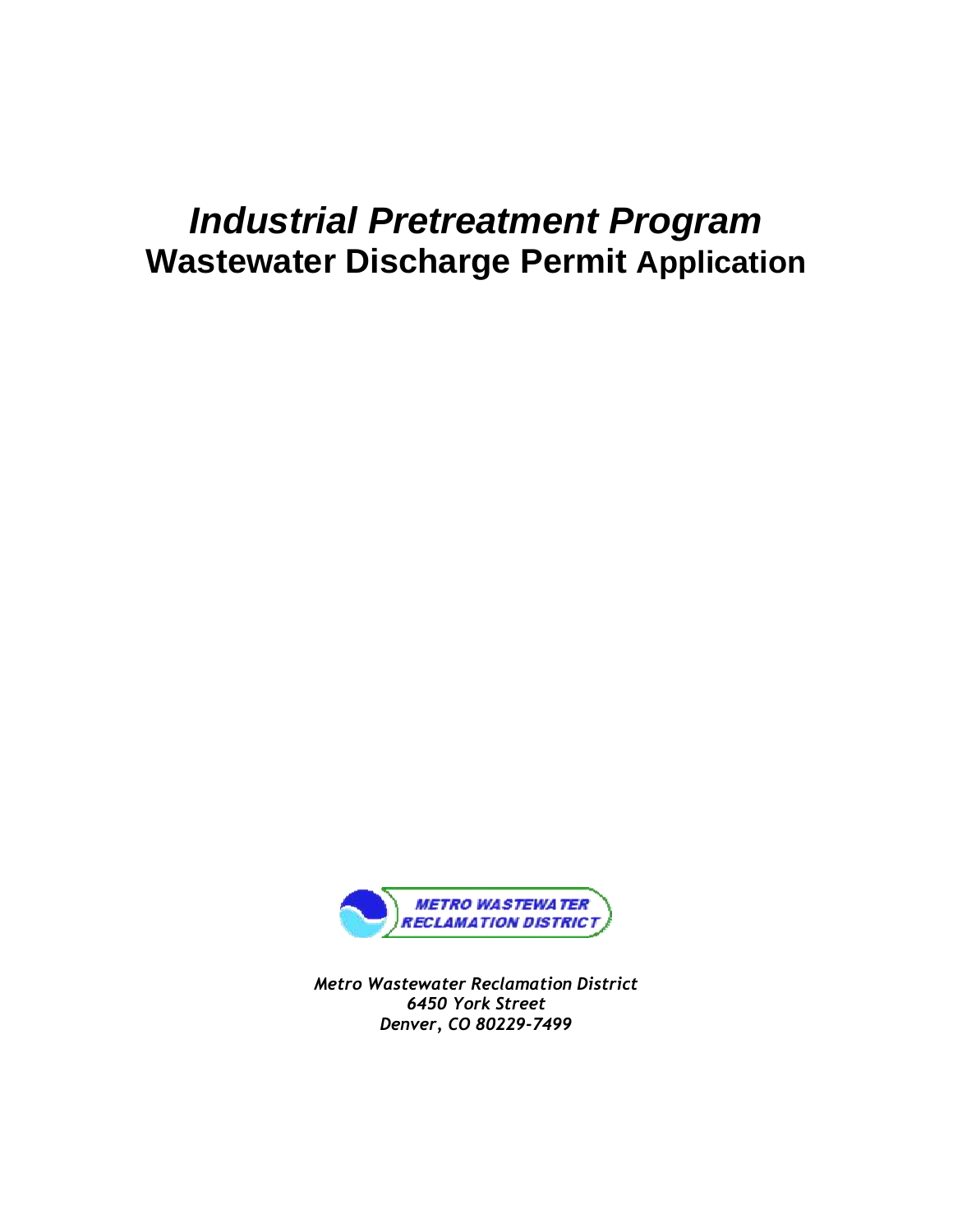# *Industrial Pretreatment Program*

## Wastewater Discharge Permit Application

*Metro Wastewater Reclamation District*
*6450 York Street*
*Denver, CO 80229-7499*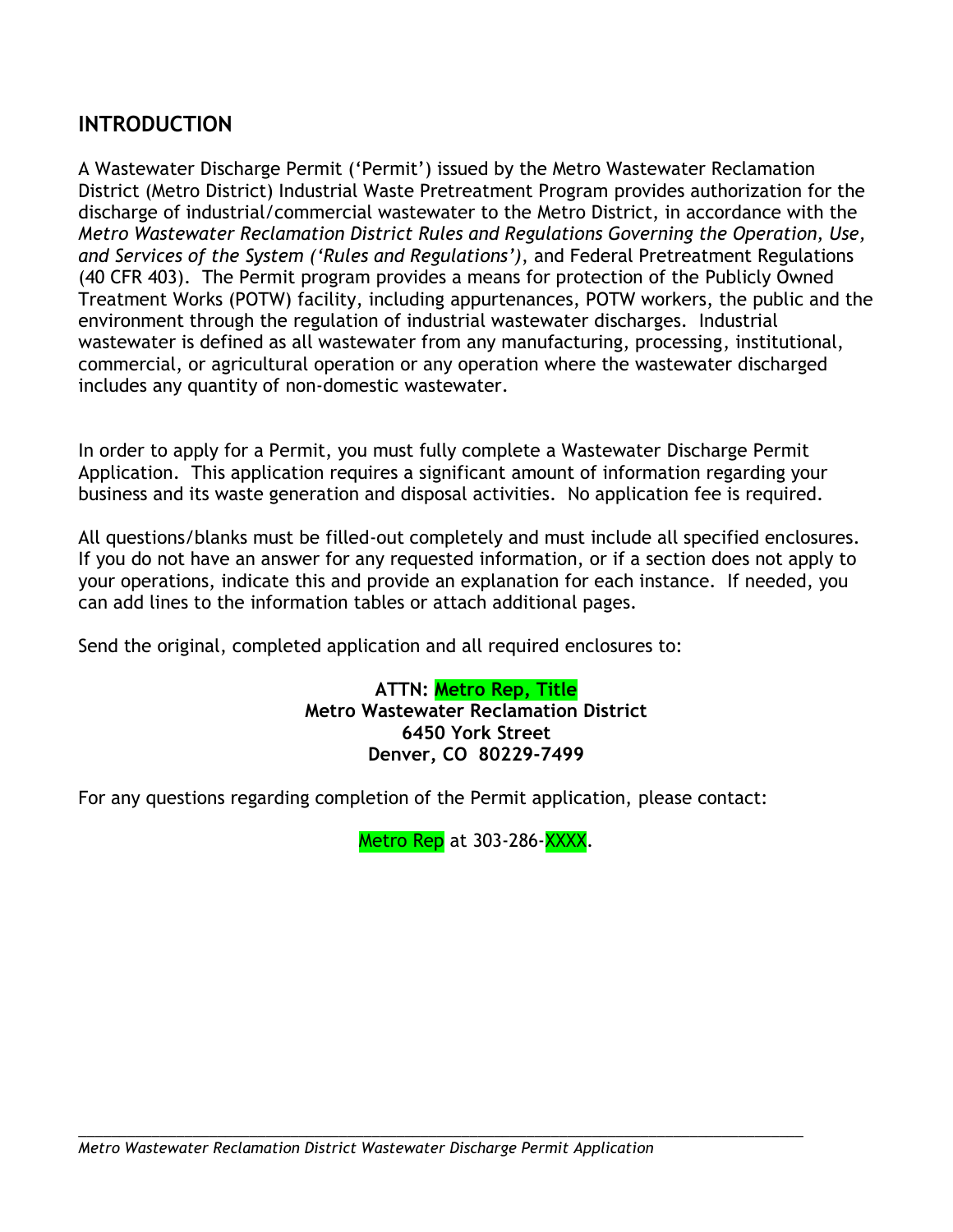## INTRODUCTION

A Wastewater Discharge Permit ('Permit') issued by the Metro Wastewater Reclamation District (Metro District) Industrial Waste Pretreatment Program provides authorization for the discharge of industrial/commercial wastewater to the Metro District, in accordance with the *Metro Wastewater Reclamation District Rules and Regulations Governing the Operation, Use, and Services of the System ('Rules and Regulations')*, and Federal Pretreatment Regulations (40 CFR 403). The Permit program provides a means for protection of the Publicly Owned Treatment Works (POTW) facility, including appurtenances, POTW workers, the public and the environment through the regulation of industrial wastewater discharges. Industrial wastewater is defined as all wastewater from any manufacturing, processing, institutional, commercial, or agricultural operation or any operation where the wastewater discharged includes any quantity of non-domestic wastewater.

In order to apply for a Permit, you must fully complete a Wastewater Discharge Permit Application. This application requires a significant amount of information regarding your business and its waste generation and disposal activities. No application fee is required.

All questions/blanks must be filled-out completely and must include all specified enclosures. If you do not have an answer for any requested information, or if a section does not apply to your operations, indicate this and provide an explanation for each instance. If needed, you can add lines to the information tables or attach additional pages.

Send the original, completed application and all required enclosures to:

**ATTN: Metro Rep, Title**
**Metro Wastewater Reclamation District**
**6450 York Street**
**Denver, CO 80229-7499**

For any questions regarding completion of the Permit application, please contact:

Metro Rep at 303-286-XXXX.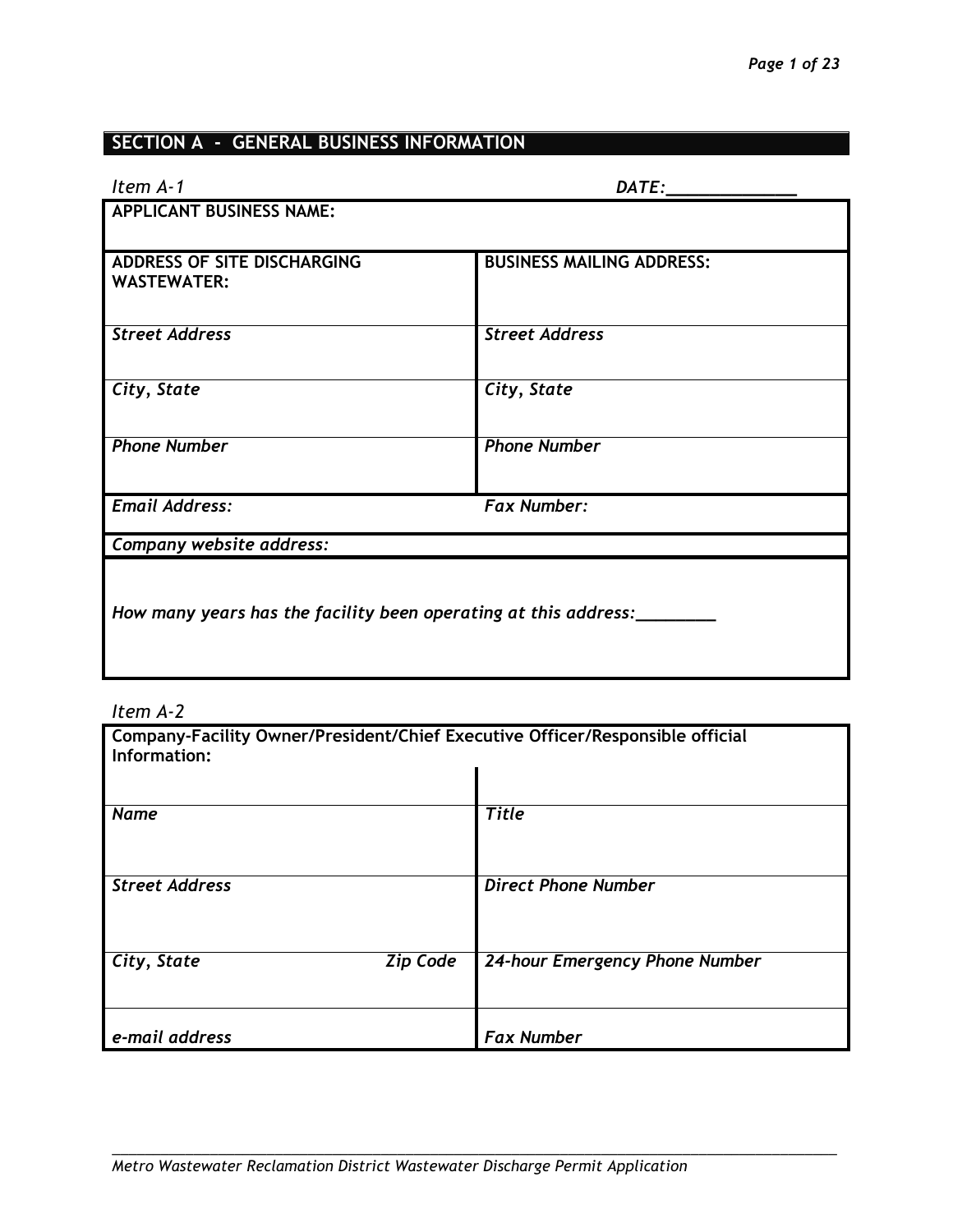## SECTION A - GENERAL BUSINESS INFORMATION

*Item A-1* **DATE:**______________

| **APPLICANT BUSINESS NAME:** | |
|---|---|
| **ADDRESS OF SITE DISCHARGING WASTEWATER:** | **BUSINESS MAILING ADDRESS:** |
| ***Street Address*** | ***Street Address*** |
| ***City, State*** | ***City, State*** |
| ***Phone Number*** | ***Phone Number*** |
| ***Email Address:*** | ***Fax Number:*** |
| ***Company website address:*** | |
| ***How many years has the facility been operating at this address:***________ | |

*Item A-2*

| **Company-Facility Owner/President/Chief Executive Officer/Responsible official Information:** | |
|---|---|
| ***Name*** | ***Title*** |
| ***Street Address*** | ***Direct Phone Number*** |
| ***City, State*** ***Zip Code*** | ***24-hour Emergency Phone Number*** |
| ***e-mail address*** | ***Fax Number*** |

*Metro Wastewater Reclamation District Wastewater Discharge Permit Application*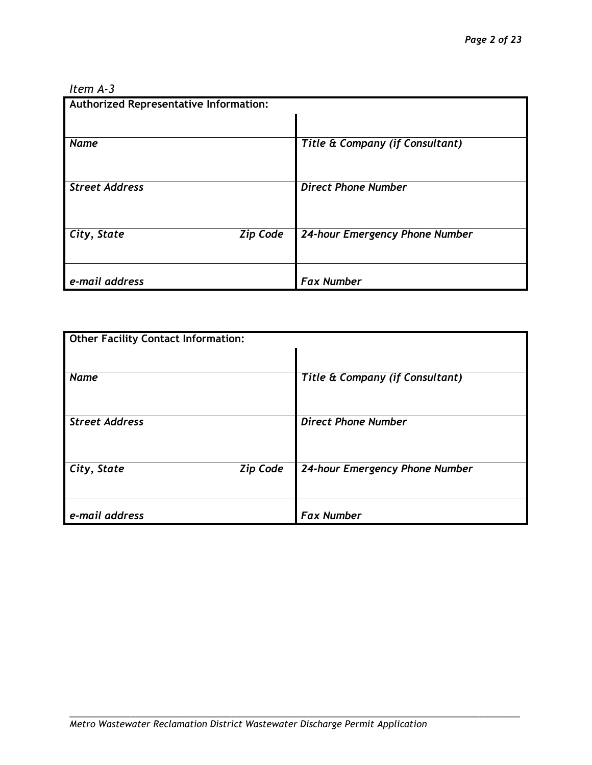*Item A-3*

| **Authorized Representative Information:** | | |
|---|---|---|
| | | |
| *Name* | | *Title & Company (if Consultant)* |
| | | |
| *Street Address* | | *Direct Phone Number* |
| | | |
| *City, State* | *Zip Code* | *24-hour Emergency Phone Number* |
| | | |
| *e-mail address* | | *Fax Number* |

| **Other Facility Contact Information:** | | |
|---|---|---|
| | | |
| *Name* | | *Title & Company (if Consultant)* |
| | | |
| *Street Address* | | *Direct Phone Number* |
| | | |
| *City, State* | *Zip Code* | *24-hour Emergency Phone Number* |
| | | |
| *e-mail address* | | *Fax Number* |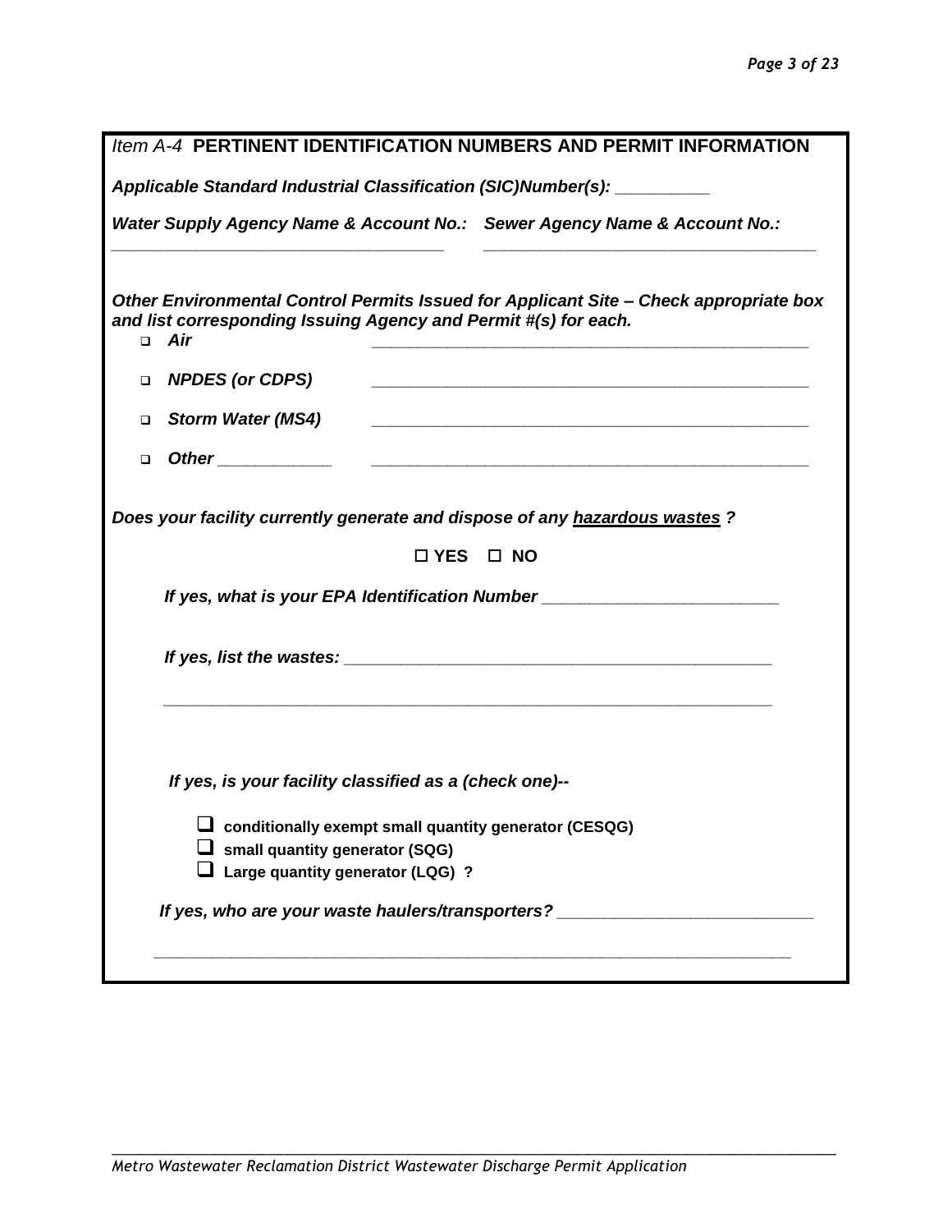## *Item A-4* PERTINENT IDENTIFICATION NUMBERS AND PERMIT INFORMATION

***Applicable Standard Industrial Classification (SIC)Number(s):*** __________

***Water Supply Agency Name & Account No.:*** ______________________________________

***Sewer Agency Name & Account No.:*** ______________________________________

***Other Environmental Control Permits Issued for Applicant Site – Check appropriate box and list corresponding Issuing Agency and Permit #(s) for each.***

- ☐ ***Air*** __________________________________________________
- ☐ ***NPDES (or CDPS)*** __________________________________________________
- ☐ ***Storm Water (MS4)*** __________________________________________________
- ☐ ***Other*** ____________ __________________________________________________

***Does your facility currently generate and dispose of any <u>hazardous wastes</u> ?***

**☐ YES ☐ NO**

***If yes, what is your EPA Identification Number*** _________________________

***If yes, list the wastes:*** _______________________________________________

_____________________________________________________________________

***If yes, is your facility classified as a (check one)--***

- ☐ **conditionally exempt small quantity generator (CESQG)**
- ☐ **small quantity generator (SQG)**
- ☐ **Large quantity generator (LQG) ?**

***If yes, who are your waste haulers/transporters?*** ___________________________

_____________________________________________________________________

---

*Metro Wastewater Reclamation District Wastewater Discharge Permit Application*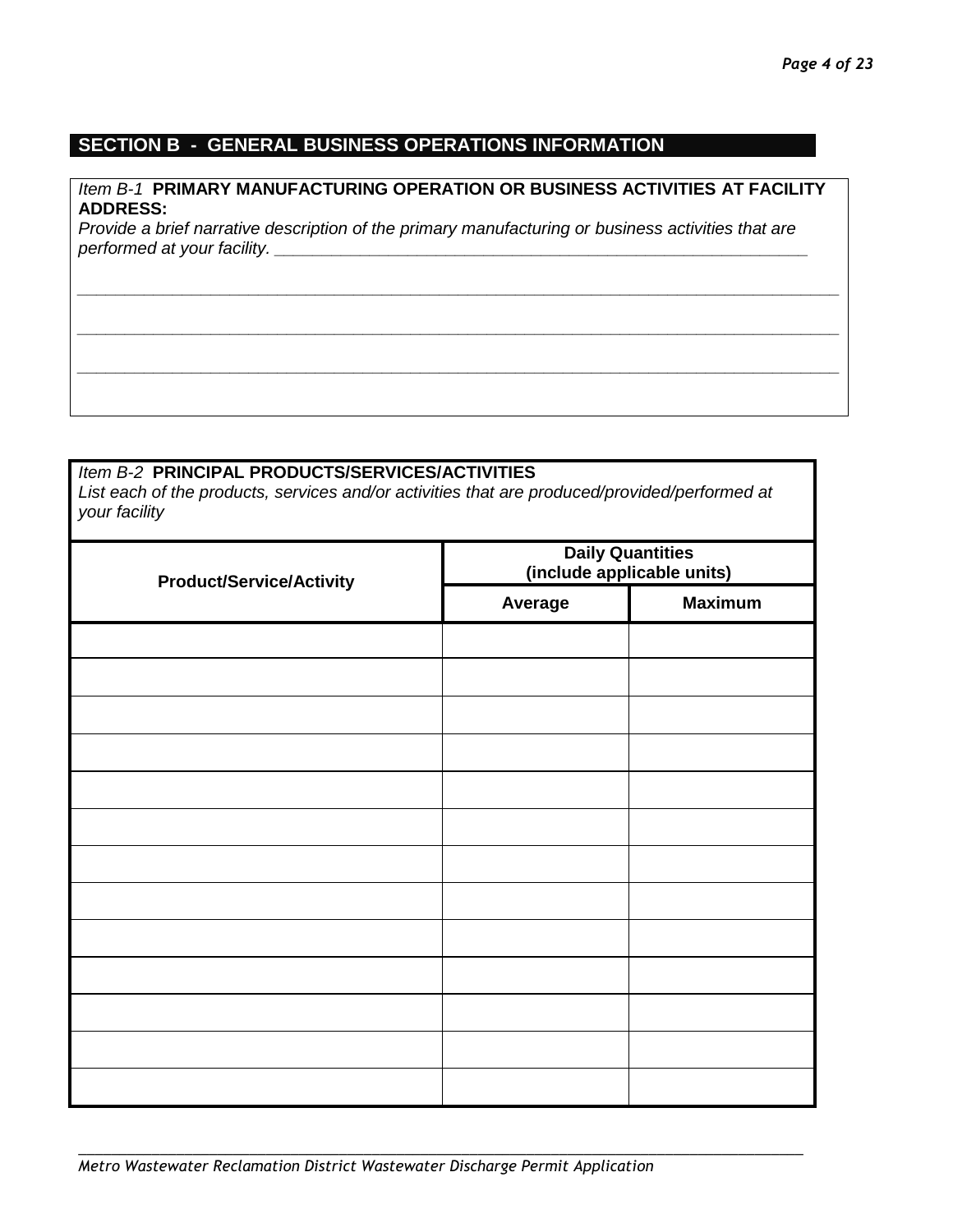## SECTION B - GENERAL BUSINESS OPERATIONS INFORMATION

*Item B-1* **PRIMARY MANUFACTURING OPERATION OR BUSINESS ACTIVITIES AT FACILITY ADDRESS:**

*Provide a brief narrative description of the primary manufacturing or business activities that are performed at your facility.* ___________________________________________________________

_______________________________________________________________________________

_______________________________________________________________________________

_______________________________________________________________________________

*Item B-2* **PRINCIPAL PRODUCTS/SERVICES/ACTIVITIES**

*List each of the products, services and/or activities that are produced/provided/performed at your facility*

| Product/Service/Activity | Daily Quantities (include applicable units) | |
|---|---|---|
| | Average | Maximum |
| | | |
| | | |
| | | |
| | | |
| | | |
| | | |
| | | |
| | | |
| | | |
| | | |
| | | |
| | | |
| | | |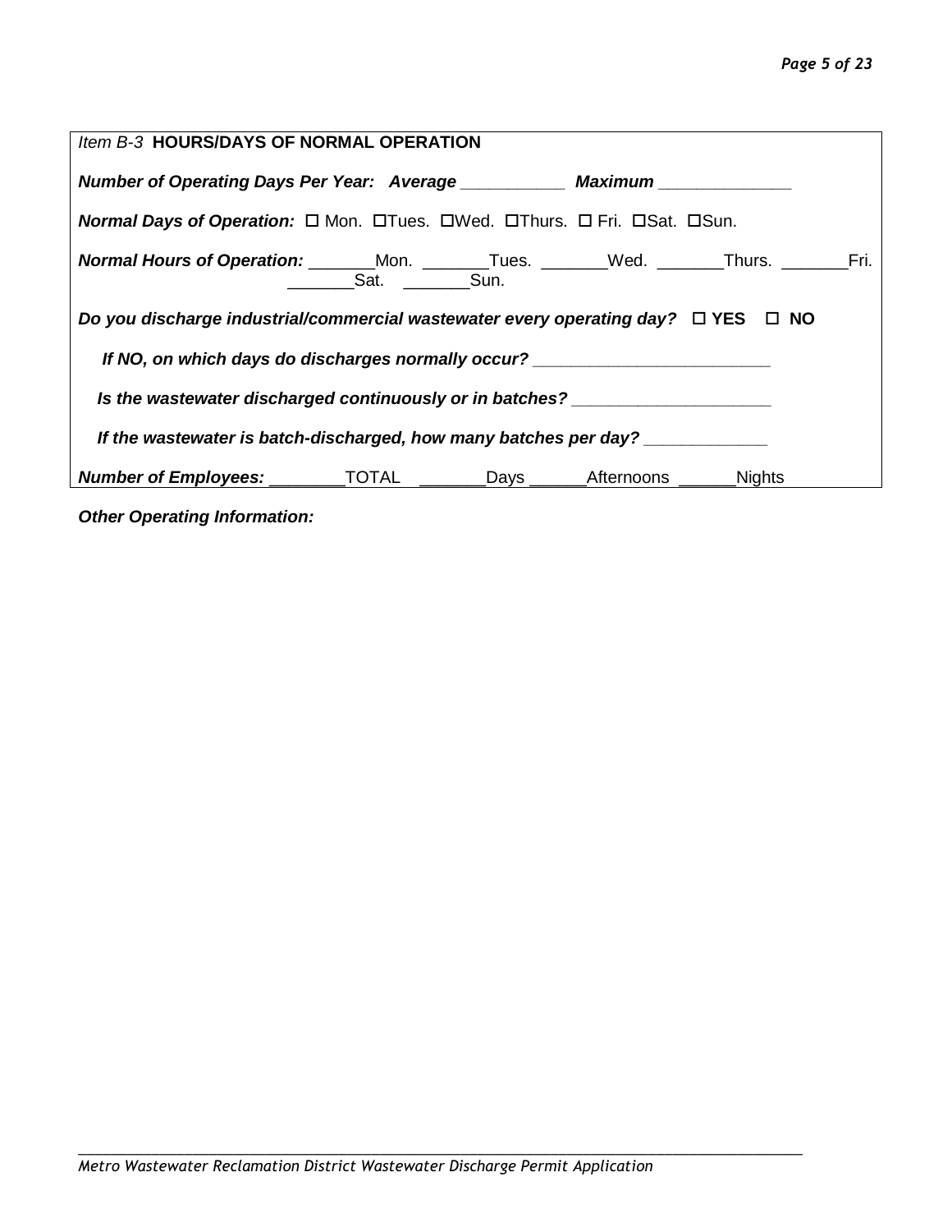*Item B-3* **HOURS/DAYS OF NORMAL OPERATION**

***Number of Operating Days Per Year:   Average*** ___________  ***Maximum*** ______________

***Normal Days of Operation:*** ☐ Mon.  ☐Tues.  ☐Wed.  ☐Thurs.  ☐ Fri.  ☐Sat.  ☐Sun.

***Normal Hours of Operation:*** _______Mon.  _______Tues.  _______Wed.  _______Thurs.  _______Fri.  _______Sat.  _______Sun.

***Do you discharge industrial/commercial wastewater every operating day?*** ☐ **YES**   ☐ **NO**

***If NO, on which days do discharges normally occur?*** _________________________

***Is the wastewater discharged continuously or in batches?*** _____________________

***If the wastewater is batch-discharged, how many batches per day?*** _____________

***Number of Employees:*** ________TOTAL  _______Days ______Afternoons ______Nights

***Other Operating Information:***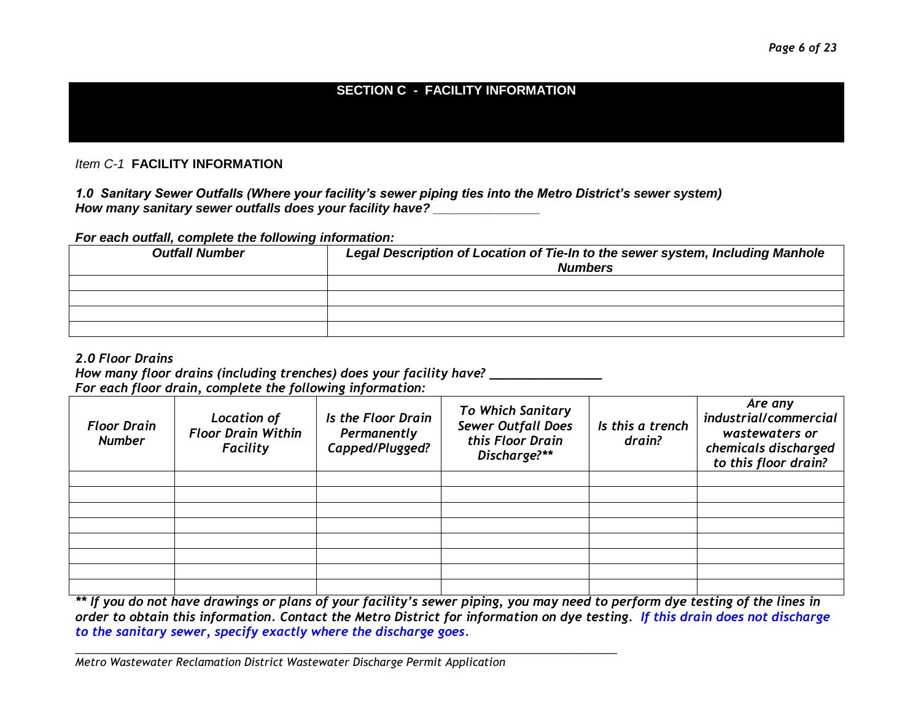# SECTION C - FACILITY INFORMATION

*Item C-1* **FACILITY INFORMATION**

***1.0 Sanitary Sewer Outfalls (Where your facility's sewer piping ties into the Metro District's sewer system)***
***How many sanitary sewer outfalls does your facility have? _______________***

***For each outfall, complete the following information:***

| *Outfall Number* | *Legal Description of Location of Tie-In to the sewer system, Including Manhole Numbers* |
|---|---|
| | |
| | |
| | |
| | |

***2.0 Floor Drains***
***How many floor drains (including trenches) does your facility have? _______________***
***For each floor drain, complete the following information:***

| *Floor Drain Number* | *Location of Floor Drain Within Facility* | *Is the Floor Drain Permanently Capped/Plugged?* | *To Which Sanitary Sewer Outfall Does this Floor Drain Discharge?*** | *Is this a trench drain?* | *Are any industrial/commercial wastewaters or chemicals discharged to this floor drain?* |
|---|---|---|---|---|---|
| | | | | | |
| | | | | | |
| | | | | | |
| | | | | | |
| | | | | | |
| | | | | | |
| | | | | | |
| | | | | | |

***\*\* If you do not have drawings or plans of your facility's sewer piping, you may need to perform dye testing of the lines in order to obtain this information. Contact the Metro District for information on dye testing. If this drain does not discharge to the sanitary sewer, specify exactly where the discharge goes.***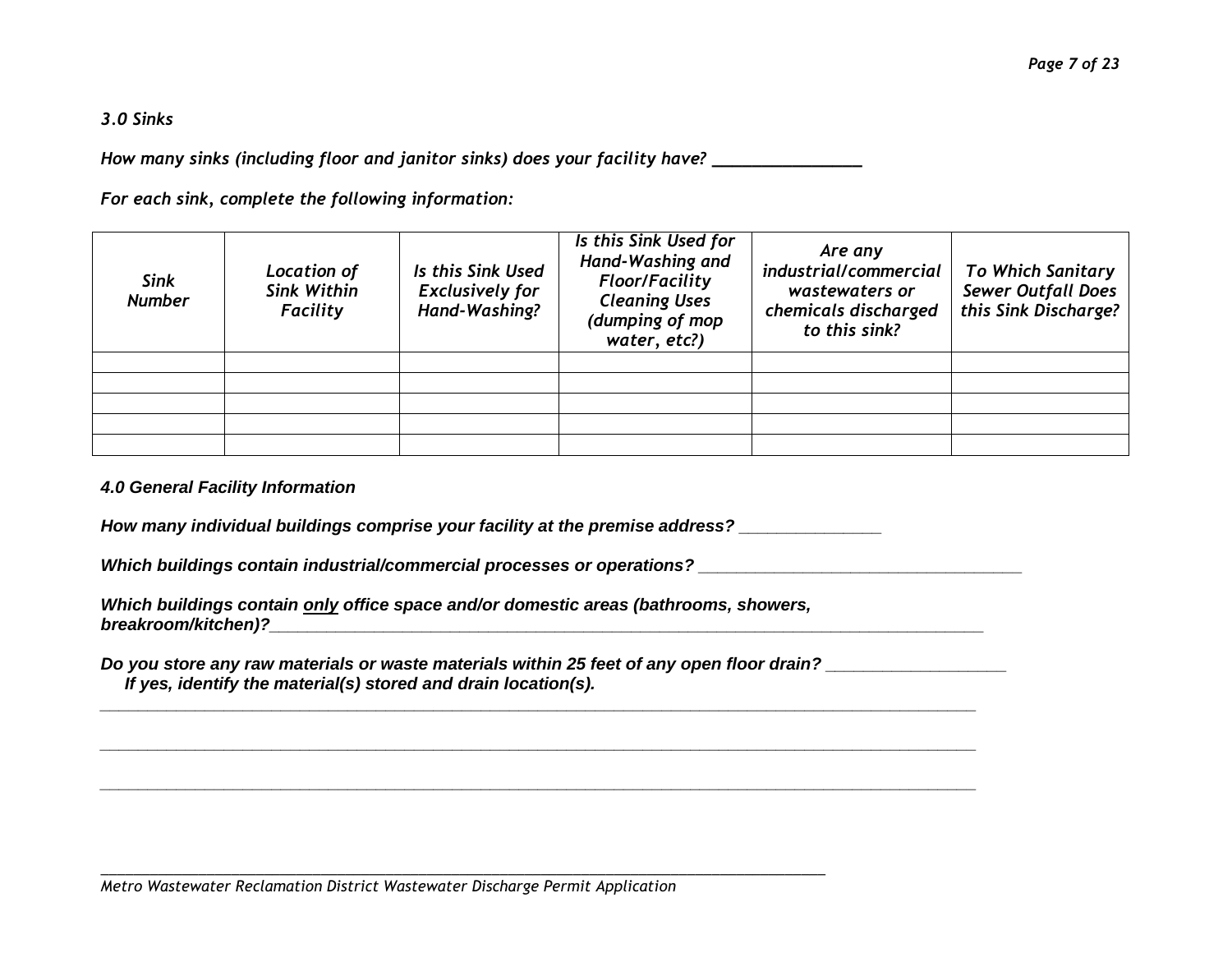### *3.0 Sinks*

*How many sinks (including floor and janitor sinks) does your facility have? ________________*

*For each sink, complete the following information:*

| *Sink Number* | *Location of Sink Within Facility* | *Is this Sink Used Exclusively for Hand-Washing?* | *Is this Sink Used for Hand-Washing and Floor/Facility Cleaning Uses (dumping of mop water, etc?)* | *Are any industrial/commercial wastewaters or chemicals discharged to this sink?* | *To Which Sanitary Sewer Outfall Does this Sink Discharge?* |
|---|---|---|---|---|---|
| | | | | | |
| | | | | | |
| | | | | | |
| | | | | | |
| | | | | | |

### *4.0 General Facility Information*

***How many individual buildings comprise your facility at the premise address? _______________***

***Which buildings contain industrial/commercial processes or operations? __________________________________***

***Which buildings contain <u>only</u> office space and/or domestic areas (bathrooms, showers, breakroom/kitchen)?___________________________________________________________________________***

***Do you store any raw materials or waste materials within 25 feet of any open floor drain? ___________________***
***If yes, identify the material(s) stored and drain location(s).***

_______________________________________________________________________________________________

_______________________________________________________________________________________________

_______________________________________________________________________________________________

*Metro Wastewater Reclamation District Wastewater Discharge Permit Application*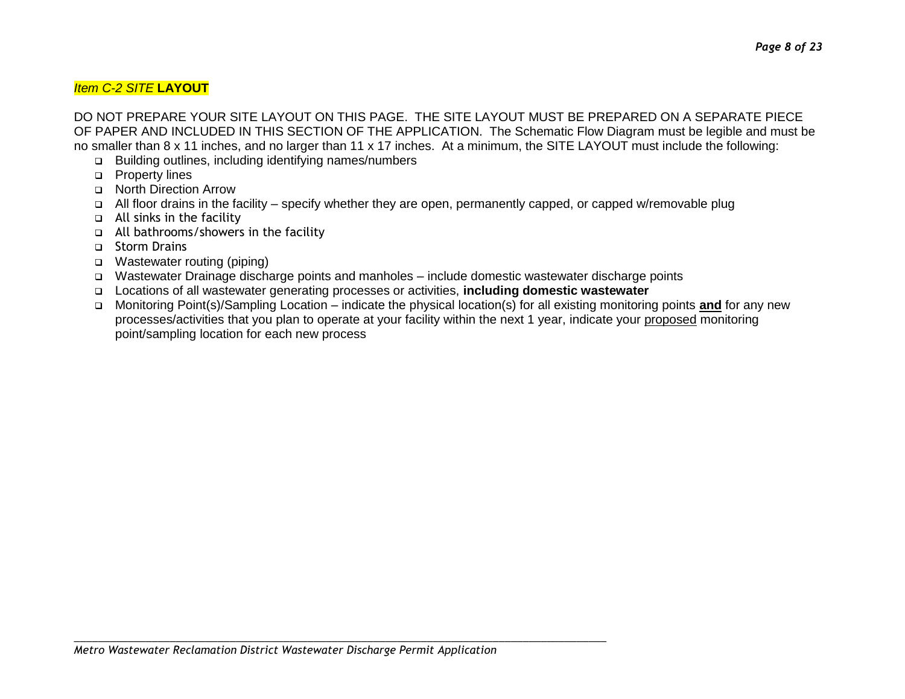## *Item C-2 SITE* **LAYOUT**

DO NOT PREPARE YOUR SITE LAYOUT ON THIS PAGE. THE SITE LAYOUT MUST BE PREPARED ON A SEPARATE PIECE OF PAPER AND INCLUDED IN THIS SECTION OF THE APPLICATION. The Schematic Flow Diagram must be legible and must be no smaller than 8 x 11 inches, and no larger than 11 x 17 inches. At a minimum, the SITE LAYOUT must include the following:

- ❑ Building outlines, including identifying names/numbers
- ❑ Property lines
- ❑ North Direction Arrow
- ❑ All floor drains in the facility – specify whether they are open, permanently capped, or capped w/removable plug
- ❑ All sinks in the facility
- ❑ All bathrooms/showers in the facility
- ❑ Storm Drains
- ❑ Wastewater routing (piping)
- ❑ Wastewater Drainage discharge points and manholes – include domestic wastewater discharge points
- ❑ Locations of all wastewater generating processes or activities, **including domestic wastewater**
- ❑ Monitoring Point(s)/Sampling Location – indicate the physical location(s) for all existing monitoring points <u>**and**</u> for any new processes/activities that you plan to operate at your facility within the next 1 year, indicate your <u>proposed</u> monitoring point/sampling location for each new process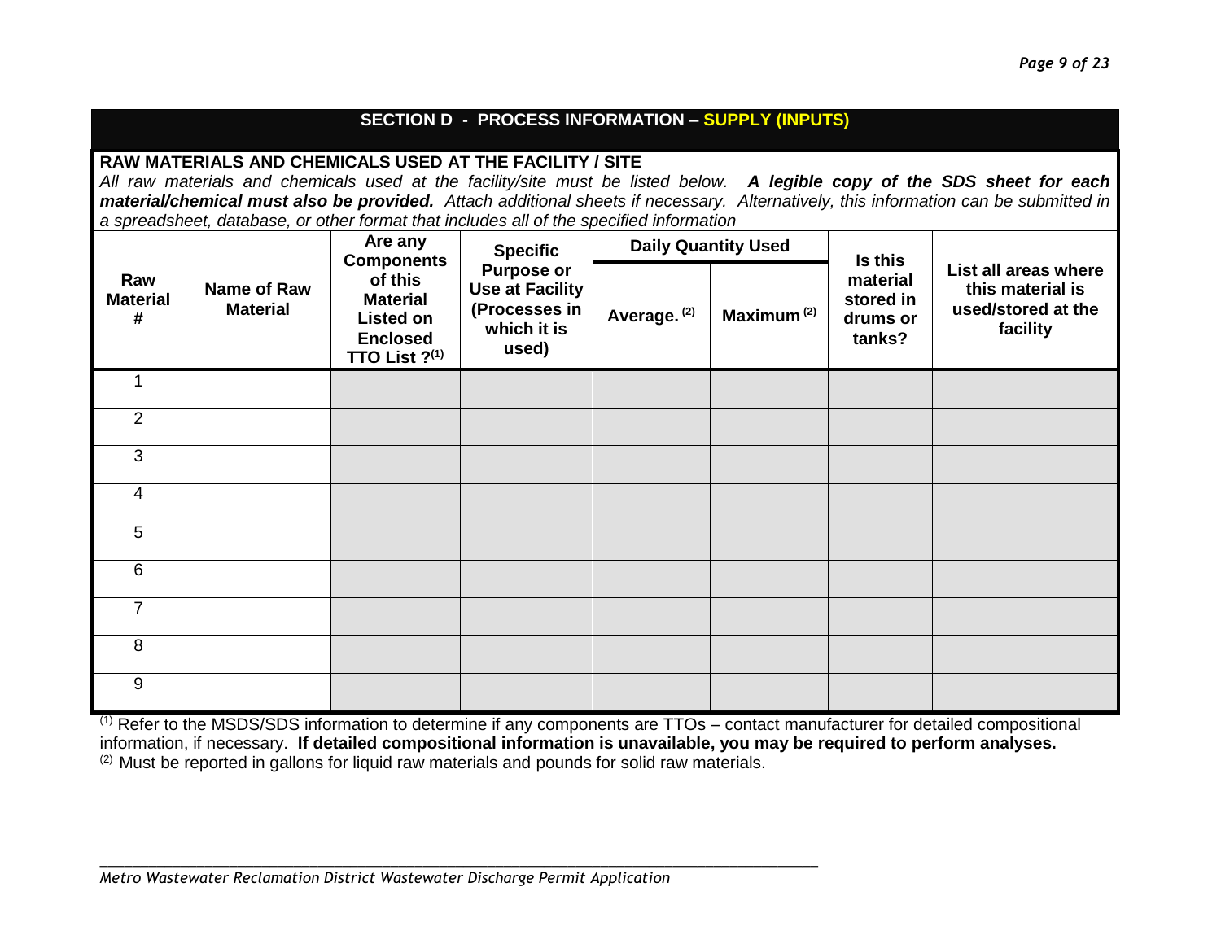## SECTION D - PROCESS INFORMATION – SUPPLY (INPUTS)

**RAW MATERIALS AND CHEMICALS USED AT THE FACILITY / SITE**

*All raw materials and chemicals used at the facility/site must be listed below.* ***A legible copy of the SDS sheet for each material/chemical must also be provided.*** *Attach additional sheets if necessary. Alternatively, this information can be submitted in a spreadsheet, database, or other format that includes all of the specified information*

| Raw Material # | Name of Raw Material | Are any Components of this Material Listed on Enclosed TTO List ?[1] | Specific Purpose or Use at Facility (Processes in which it is used) | Daily Quantity Used | | Is this material stored in drums or tanks? | List all areas where this material is used/stored at the facility |
|---|---|---|---|---|---|---|---|
| | | | | Average.[2] | Maximum[2] | | |
| 1 | | | | | | | |
| 2 | | | | | | | |
| 3 | | | | | | | |
| 4 | | | | | | | |
| 5 | | | | | | | |
| 6 | | | | | | | |
| 7 | | | | | | | |
| 8 | | | | | | | |
| 9 | | | | | | | |

[1] Refer to the MSDS/SDS information to determine if any components are TTOs – contact manufacturer for detailed compositional information, if necessary. **If detailed compositional information is unavailable, you may be required to perform analyses.**

[2] Must be reported in gallons for liquid raw materials and pounds for solid raw materials.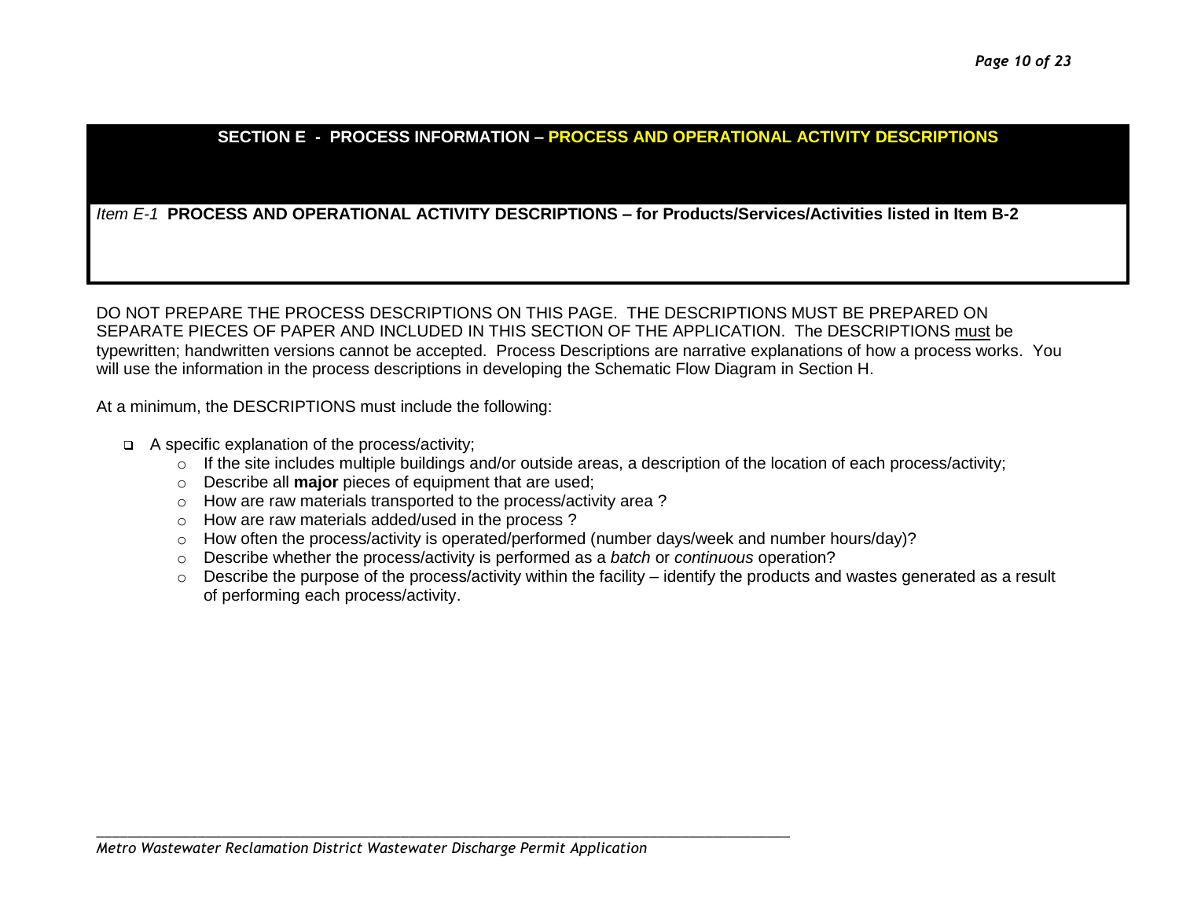## SECTION E - PROCESS INFORMATION – PROCESS AND OPERATIONAL ACTIVITY DESCRIPTIONS

*Item E-1* **PROCESS AND OPERATIONAL ACTIVITY DESCRIPTIONS – for Products/Services/Activities listed in Item B-2**

DO NOT PREPARE THE PROCESS DESCRIPTIONS ON THIS PAGE. THE DESCRIPTIONS MUST BE PREPARED ON SEPARATE PIECES OF PAPER AND INCLUDED IN THIS SECTION OF THE APPLICATION. The DESCRIPTIONS must be typewritten; handwritten versions cannot be accepted. Process Descriptions are narrative explanations of how a process works. You will use the information in the process descriptions in developing the Schematic Flow Diagram in Section H.

At a minimum, the DESCRIPTIONS must include the following:

- A specific explanation of the process/activity;
  - If the site includes multiple buildings and/or outside areas, a description of the location of each process/activity;
  - Describe all **major** pieces of equipment that are used;
  - How are raw materials transported to the process/activity area ?
  - How are raw materials added/used in the process ?
  - How often the process/activity is operated/performed (number days/week and number hours/day)?
  - Describe whether the process/activity is performed as a *batch* or *continuous* operation?
  - Describe the purpose of the process/activity within the facility – identify the products and wastes generated as a result of performing each process/activity.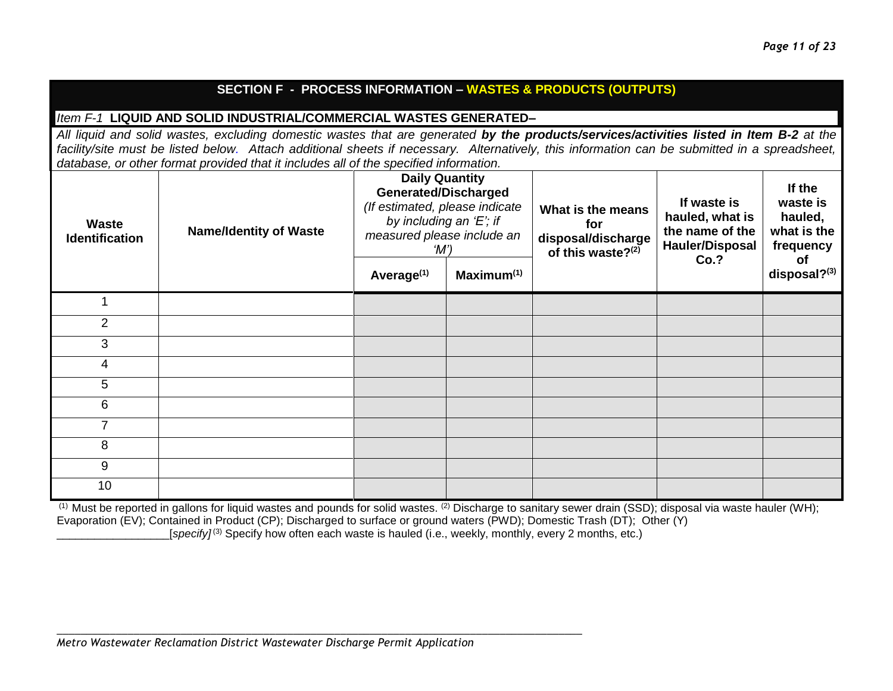## SECTION F - PROCESS INFORMATION – WASTES & PRODUCTS (OUTPUTS)

*Item F-1* **LIQUID AND SOLID INDUSTRIAL/COMMERCIAL WASTES GENERATED–**

*All liquid and solid wastes, excluding domestic wastes that are generated **by the products/services/activities listed in Item B-2** at the facility/site must be listed below. Attach additional sheets if necessary. Alternatively, this information can be submitted in a spreadsheet, database, or other format provided that it includes all of the specified information.*

| Waste Identification | Name/Identity of Waste | Daily Quantity Generated/Discharged *(If estimated, please indicate by including an 'E'; if measured please include an 'M')* | | What is the means for disposal/discharge of this waste?(2) | If waste is hauled, what is the name of the Hauler/Disposal Co.? | If the waste is hauled, what is the frequency of disposal?(3) |
|---|---|---|---|---|---|---|
| | | Average(1) | Maximum(1) | | | |
| 1 | | | | | | |
| 2 | | | | | | |
| 3 | | | | | | |
| 4 | | | | | | |
| 5 | | | | | | |
| 6 | | | | | | |
| 7 | | | | | | |
| 8 | | | | | | |
| 9 | | | | | | |
| 10 | | | | | | |

(1) Must be reported in gallons for liquid wastes and pounds for solid wastes. (2) Discharge to sanitary sewer drain (SSD); disposal via waste hauler (WH); Evaporation (EV); Contained in Product (CP); Discharged to surface or ground waters (PWD); Domestic Trash (DT); Other (Y) __________________[*specify*] (3) Specify how often each waste is hauled (i.e., weekly, monthly, every 2 months, etc.)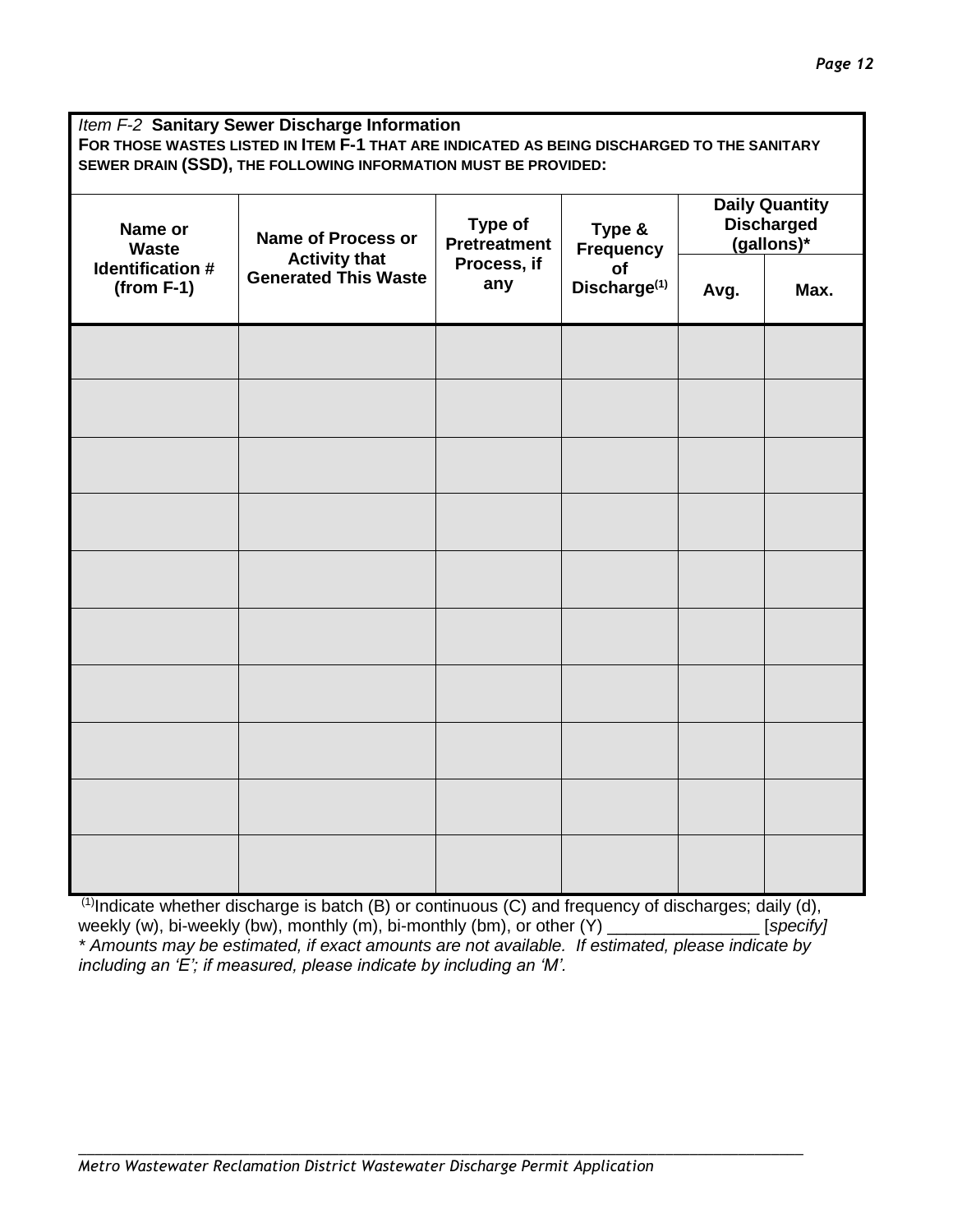*Item F-2* **Sanitary Sewer Discharge Information**

**FOR THOSE WASTES LISTED IN ITEM F-1 THAT ARE INDICATED AS BEING DISCHARGED TO THE SANITARY SEWER DRAIN (SSD), THE FOLLOWING INFORMATION MUST BE PROVIDED:**

| Name or Waste Identification # (from F-1) | Name of Process or Activity that Generated This Waste | Type of Pretreatment Process, if any | Type & Frequency of Discharge[(1)] | Daily Quantity Discharged (gallons)* | |
|---|---|---|---|---|---|
| | | | | Avg. | Max. |
| | | | | | |
| | | | | | |
| | | | | | |
| | | | | | |
| | | | | | |
| | | | | | |
| | | | | | |
| | | | | | |
| | | | | | |
| | | | | | |

[(1)]Indicate whether discharge is batch (B) or continuous (C) and frequency of discharges; daily (d), weekly (w), bi-weekly (bw), monthly (m), bi-monthly (bm), or other (Y) ________________ [*specify]*

*\* Amounts may be estimated, if exact amounts are not available. If estimated, please indicate by including an 'E'; if measured, please indicate by including an 'M'.*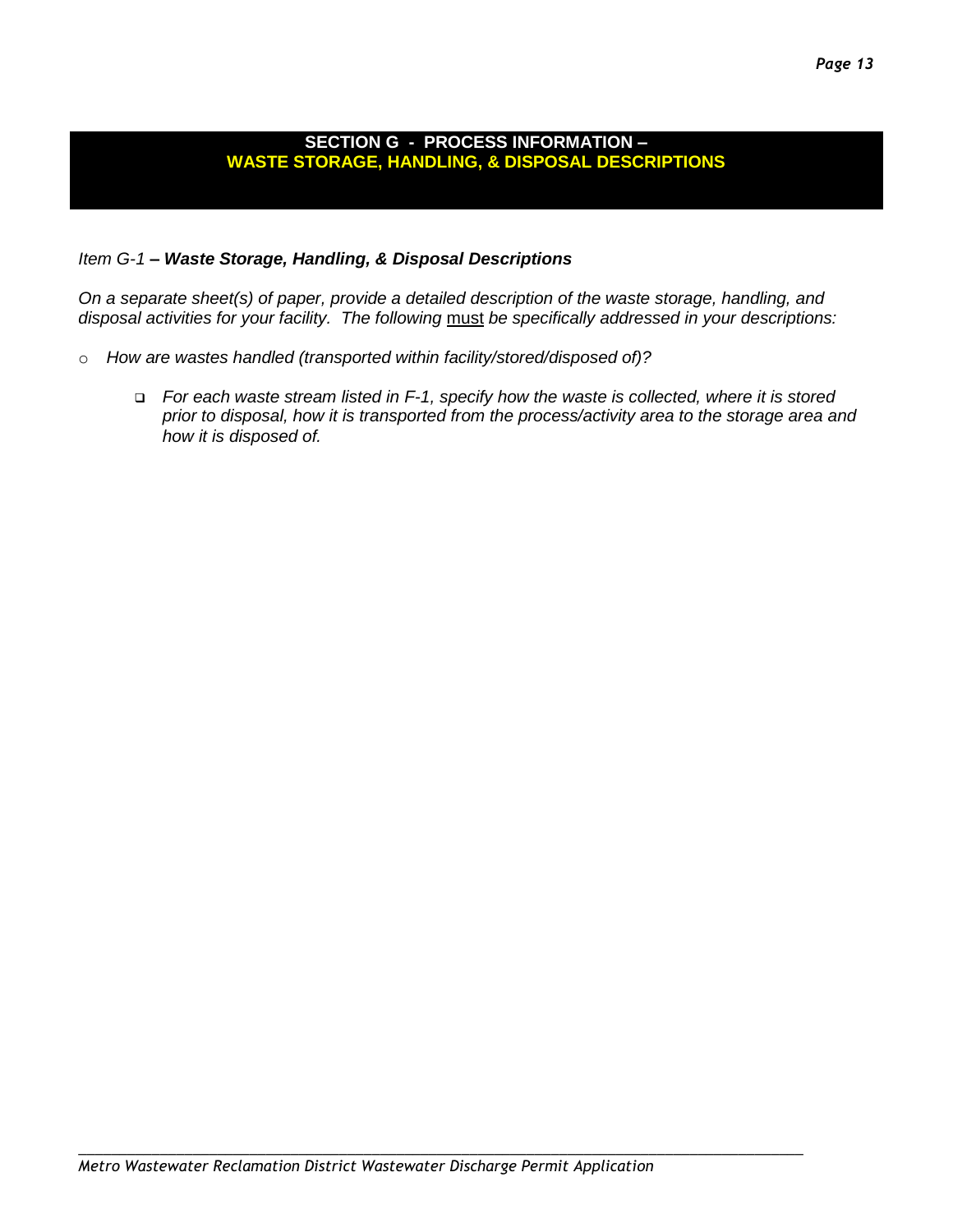## SECTION G - PROCESS INFORMATION – WASTE STORAGE, HANDLING, & DISPOSAL DESCRIPTIONS

*Item G-1* ***– Waste Storage, Handling, & Disposal Descriptions***

*On a separate sheet(s) of paper, provide a detailed description of the waste storage, handling, and disposal activities for your facility. The following* must *be specifically addressed in your descriptions:*

- *How are wastes handled (transported within facility/stored/disposed of)?*
  - *For each waste stream listed in F-1, specify how the waste is collected, where it is stored prior to disposal, how it is transported from the process/activity area to the storage area and how it is disposed of.*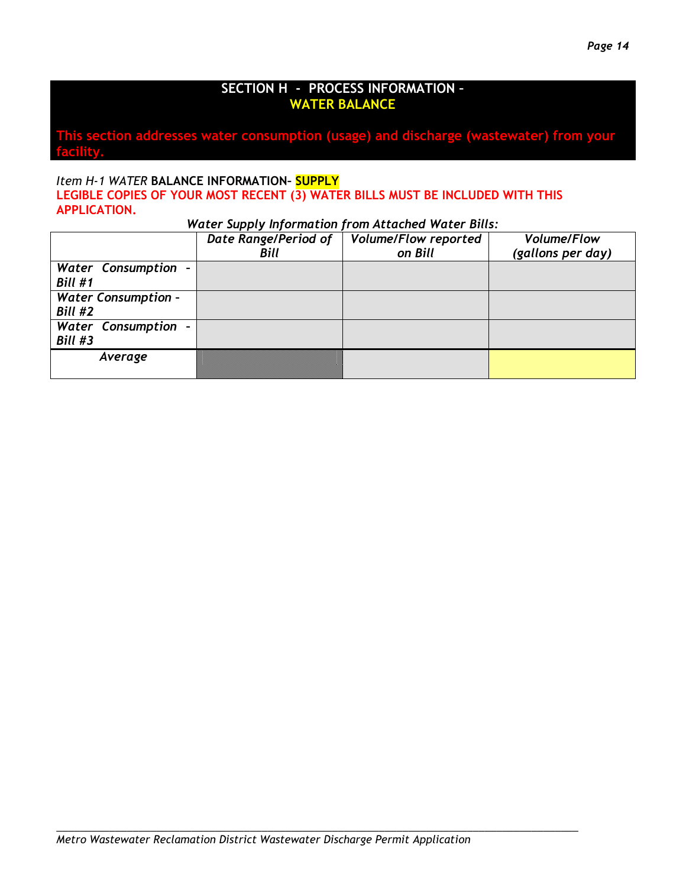## SECTION H - PROCESS INFORMATION – WATER BALANCE

**This section addresses water consumption (usage) and discharge (wastewater) from your facility.**

*Item H-1 WATER* **BALANCE INFORMATION– SUPPLY**

**LEGIBLE COPIES OF YOUR MOST RECENT (3) WATER BILLS MUST BE INCLUDED WITH THIS APPLICATION.**

*Water Supply Information from Attached Water Bills:*

| | *Date Range/Period of Bill* | *Volume/Flow reported on Bill* | *Volume/Flow (gallons per day)* |
|---|---|---|---|
| *Water Consumption - Bill #1* | | | |
| *Water Consumption - Bill #2* | | | |
| *Water Consumption - Bill #3* | | | |
| *Average* | | | |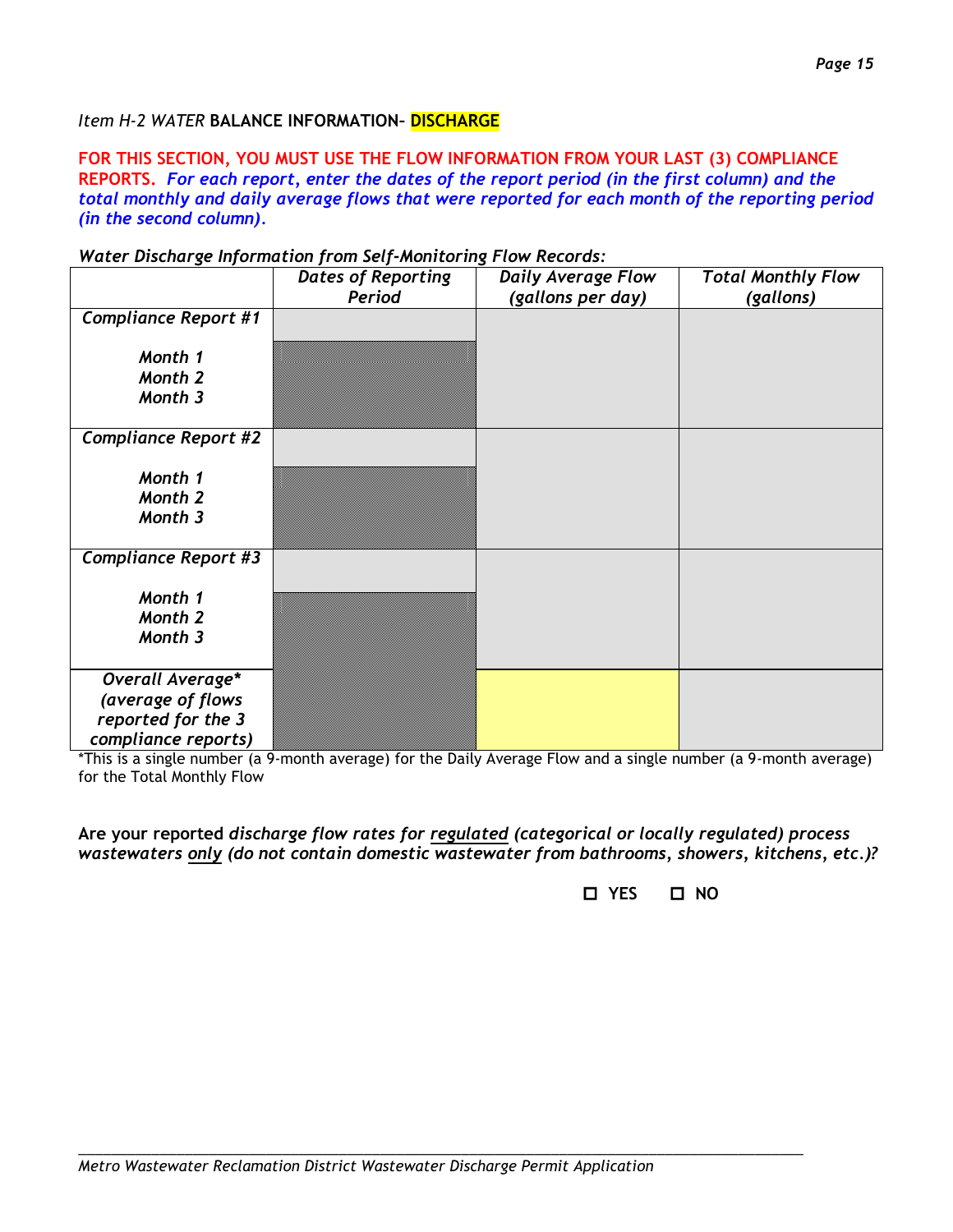*Item H-2 WATER* **BALANCE INFORMATION- DISCHARGE**

**FOR THIS SECTION, YOU MUST USE THE FLOW INFORMATION FROM YOUR LAST (3) COMPLIANCE REPORTS.** ***For each report, enter the dates of the report period (in the first column) and the total monthly and daily average flows that were reported for each month of the reporting period (in the second column).***

*Water Discharge Information from Self-Monitoring Flow Records:*

| | *Dates of Reporting Period* | *Daily Average Flow (gallons per day)* | *Total Monthly Flow (gallons)* |
|---|---|---|---|
| *Compliance Report #1* | | | |
| *Month 1* | | | |
| *Month 2* | | | |
| *Month 3* | | | |
| *Compliance Report #2* | | | |
| *Month 1* | | | |
| *Month 2* | | | |
| *Month 3* | | | |
| *Compliance Report #3* | | | |
| *Month 1* | | | |
| *Month 2* | | | |
| *Month 3* | | | |
| *Overall Average\* (average of flows reported for the 3 compliance reports)* | | | |

*This is a single number (a 9-month average) for the Daily Average Flow and a single number (a 9-month average) for the Total Monthly Flow

**Are your reported** ***discharge flow rates for regulated (categorical or locally regulated) process wastewaters only (do not contain domestic wastewater from bathrooms, showers, kitchens, etc.)?***

☐ YES ☐ NO

*Metro Wastewater Reclamation District Wastewater Discharge Permit Application*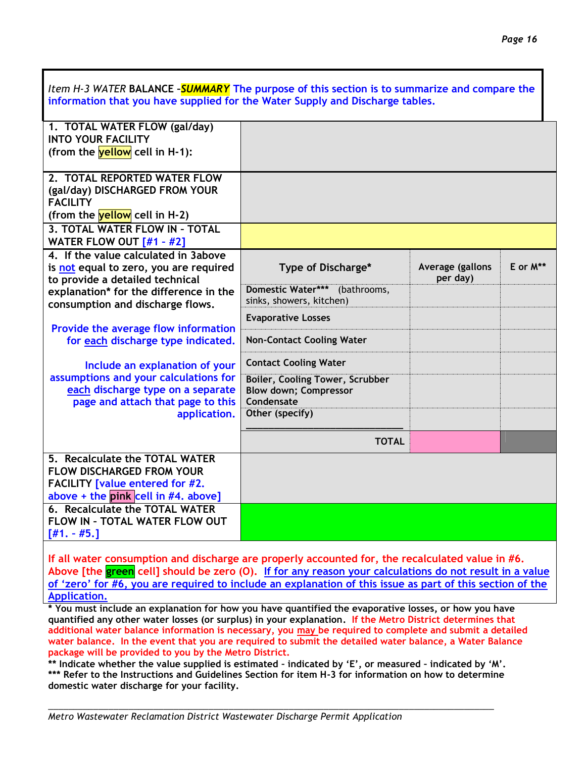*Item H-3 WATER* **BALANCE -*SUMMARY*** The purpose of this section is to summarize and compare the information that you have supplied for the Water Supply and Discharge tables.

| | | | |
|---|---|---|---|
| **1. TOTAL WATER FLOW (gal/day) INTO YOUR FACILITY (from the yellow cell in H-1):** | | | |
| **2. TOTAL REPORTED WATER FLOW (gal/day) DISCHARGED FROM YOUR FACILITY (from the yellow cell in H-2)** | | | |
| **3. TOTAL WATER FLOW IN - TOTAL WATER FLOW OUT [#1 - #2]** | | | |
| **4. If the value calculated in 3above is not equal to zero, you are required to provide a detailed technical explanation* for the difference in the consumption and discharge flows.** Provide the average flow information for each discharge type indicated. Include an explanation of your assumptions and your calculations for each discharge type on a separate page and attach that page to this application. | **Type of Discharge*** | **Average (gallons per day)** | **E or M**** |
| | **Domestic Water***** (bathrooms, sinks, showers, kitchen) | | |
| | **Evaporative Losses** | | |
| | **Non-Contact Cooling Water** | | |
| | **Contact Cooling Water** | | |
| | **Boiler, Cooling Tower, Scrubber Blow down; Compressor Condensate** | | |
| | **Other (specify)** ______________________ | | |
| | **TOTAL** | | |
| **5. Recalculate the TOTAL WATER FLOW DISCHARGED FROM YOUR FACILITY** [value entered for #2. above + the pink cell in #4. above] | | | |
| **6. Recalculate the TOTAL WATER FLOW IN - TOTAL WATER FLOW OUT** [#1. - #5.] | | | |

If all water consumption and discharge are properly accounted for, the recalculated value in #6. Above [the green cell] should be zero (0). If for any reason your calculations do not result in a value of 'zero' for #6, you are required to include an explanation of this issue as part of this section of the Application.

**\* You must include an explanation for how you have quantified the evaporative losses, or how you have quantified any other water losses (or surplus) in your explanation.** If the Metro District determines that additional water balance information is necessary, you may be required to complete and submit a detailed water balance. In the event that you are required to submit the detailed water balance, a Water Balance package will be provided to you by the Metro District.

**\*\* Indicate whether the value supplied is estimated – indicated by 'E', or measured – indicated by 'M'.**

**\*\*\* Refer to the Instructions and Guidelines Section for item H-3 for information on how to determine domestic water discharge for your facility.**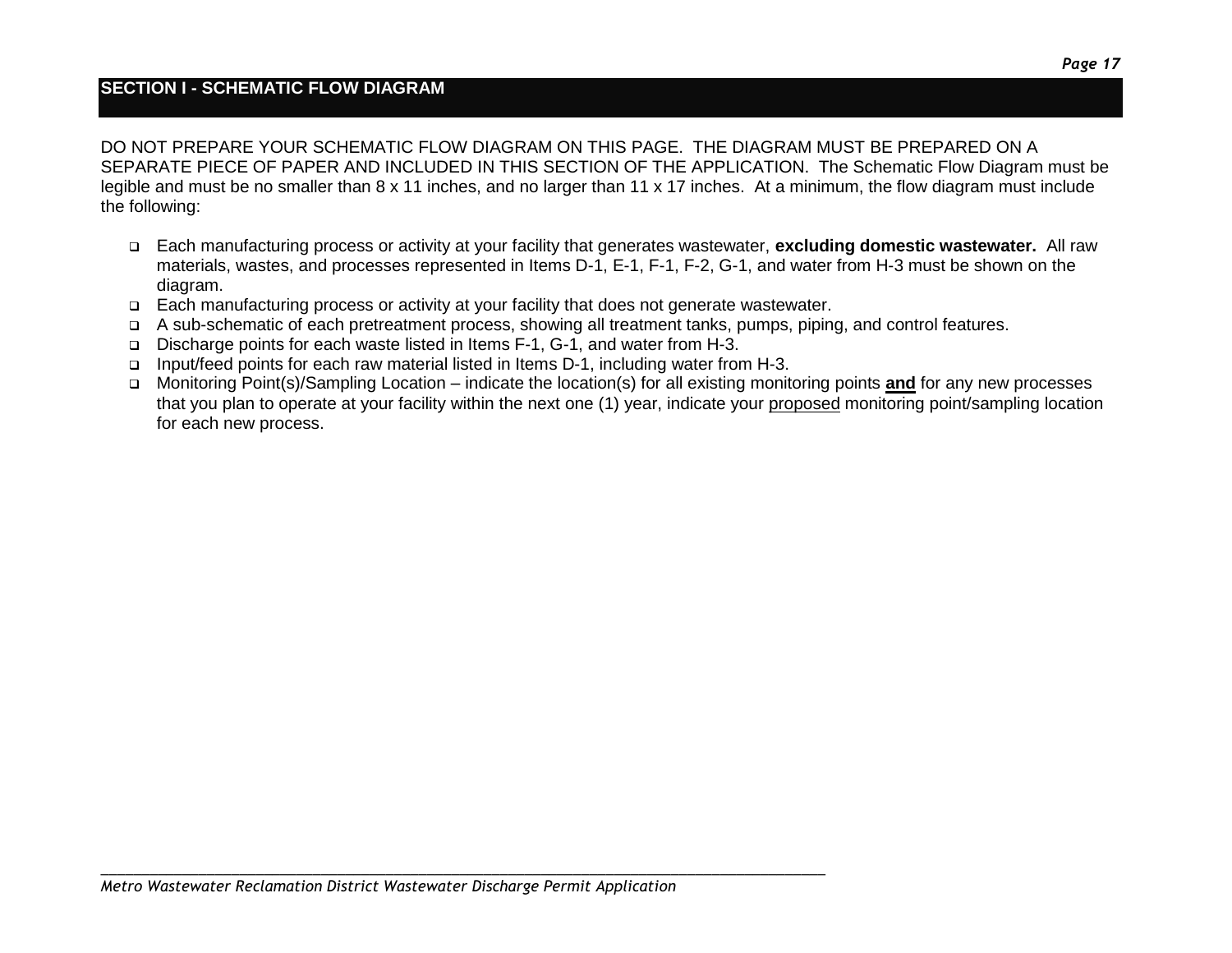## SECTION I - SCHEMATIC FLOW DIAGRAM

DO NOT PREPARE YOUR SCHEMATIC FLOW DIAGRAM ON THIS PAGE. THE DIAGRAM MUST BE PREPARED ON A SEPARATE PIECE OF PAPER AND INCLUDED IN THIS SECTION OF THE APPLICATION. The Schematic Flow Diagram must be legible and must be no smaller than 8 x 11 inches, and no larger than 11 x 17 inches. At a minimum, the flow diagram must include the following:

- Each manufacturing process or activity at your facility that generates wastewater, **excluding domestic wastewater.** All raw materials, wastes, and processes represented in Items D-1, E-1, F-1, F-2, G-1, and water from H-3 must be shown on the diagram.
- Each manufacturing process or activity at your facility that does not generate wastewater.
- A sub-schematic of each pretreatment process, showing all treatment tanks, pumps, piping, and control features.
- Discharge points for each waste listed in Items F-1, G-1, and water from H-3.
- Input/feed points for each raw material listed in Items D-1, including water from H-3.
- Monitoring Point(s)/Sampling Location – indicate the location(s) for all existing monitoring points **and** for any new processes that you plan to operate at your facility within the next one (1) year, indicate your proposed monitoring point/sampling location for each new process.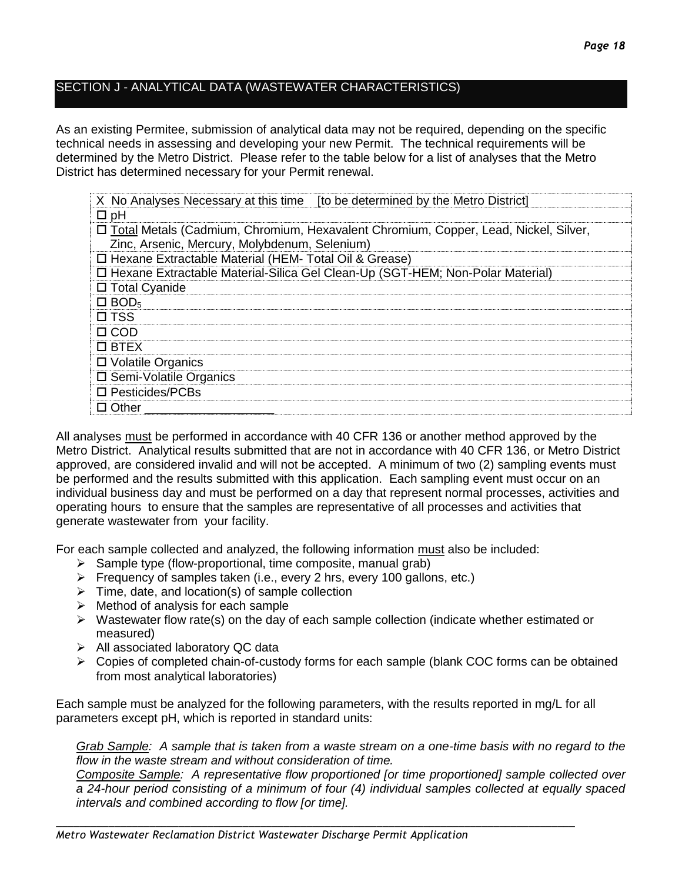## SECTION J - ANALYTICAL DATA (WASTEWATER CHARACTERISTICS)

As an existing Permitee, submission of analytical data may not be required, depending on the specific technical needs in assessing and developing your new Permit. The technical requirements will be determined by the Metro District. Please refer to the table below for a list of analyses that the Metro District has determined necessary for your Permit renewal.

| |
|---|
| X No Analyses Necessary at this time [to be determined by the Metro District] |
| ☐ pH |
| ☐ Total Metals (Cadmium, Chromium, Hexavalent Chromium, Copper, Lead, Nickel, Silver, Zinc, Arsenic, Mercury, Molybdenum, Selenium) |
| ☐ Hexane Extractable Material (HEM- Total Oil & Grease) |
| ☐ Hexane Extractable Material-Silica Gel Clean-Up (SGT-HEM; Non-Polar Material) |
| ☐ Total Cyanide |
| ☐ $BOD_5$ |
| ☐ TSS |
| ☐ COD |
| ☐ BTEX |
| ☐ Volatile Organics |
| ☐ Semi-Volatile Organics |
| ☐ Pesticides/PCBs |
| ☐ Other ___________________ |

All analyses must be performed in accordance with 40 CFR 136 or another method approved by the Metro District. Analytical results submitted that are not in accordance with 40 CFR 136, or Metro District approved, are considered invalid and will not be accepted. A minimum of two (2) sampling events must be performed and the results submitted with this application. Each sampling event must occur on an individual business day and must be performed on a day that represent normal processes, activities and operating hours to ensure that the samples are representative of all processes and activities that generate wastewater from your facility.

For each sample collected and analyzed, the following information must also be included:

- Sample type (flow-proportional, time composite, manual grab)
- Frequency of samples taken (i.e., every 2 hrs, every 100 gallons, etc.)
- Time, date, and location(s) of sample collection
- Method of analysis for each sample
- Wastewater flow rate(s) on the day of each sample collection (indicate whether estimated or measured)
- All associated laboratory QC data
- Copies of completed chain-of-custody forms for each sample (blank COC forms can be obtained from most analytical laboratories)

Each sample must be analyzed for the following parameters, with the results reported in mg/L for all parameters except pH, which is reported in standard units:

*Grab Sample: A sample that is taken from a waste stream on a one-time basis with no regard to the flow in the waste stream and without consideration of time.*

*Composite Sample: A representative flow proportioned [or time proportioned] sample collected over a 24-hour period consisting of a minimum of four (4) individual samples collected at equally spaced intervals and combined according to flow [or time].*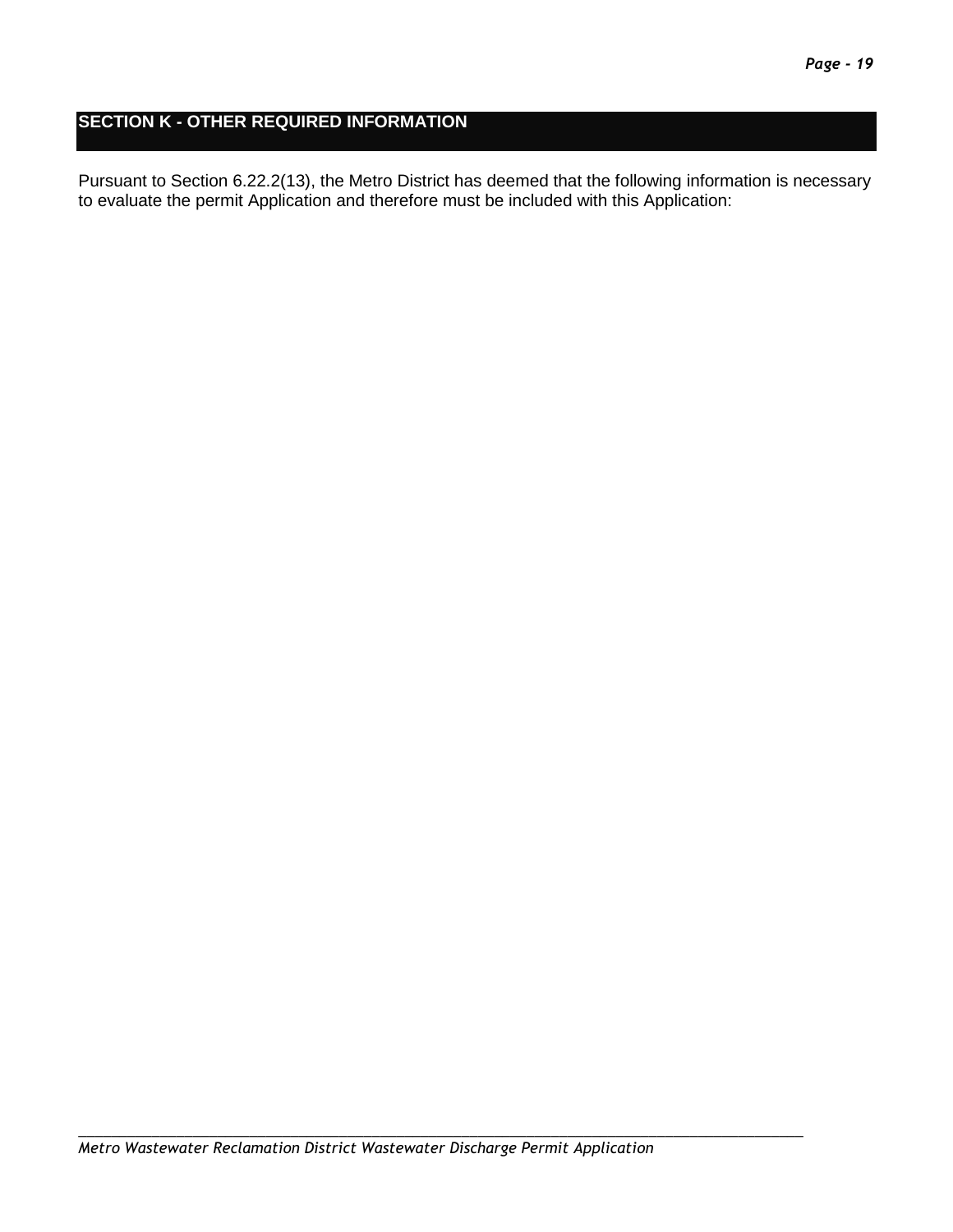## SECTION K - OTHER REQUIRED INFORMATION

Pursuant to Section 6.22.2(13), the Metro District has deemed that the following information is necessary to evaluate the permit Application and therefore must be included with this Application: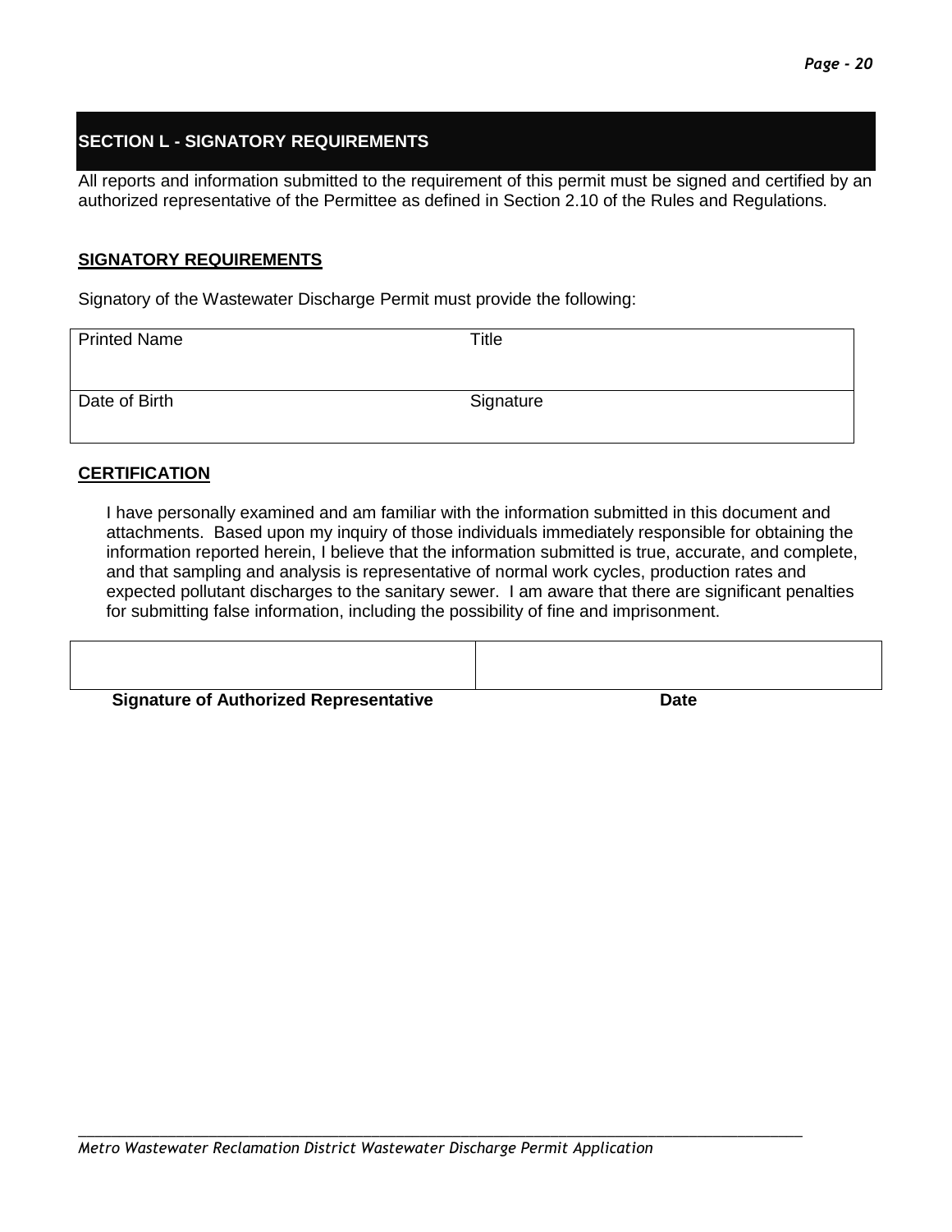## SECTION L - SIGNATORY REQUIREMENTS

All reports and information submitted to the requirement of this permit must be signed and certified by an authorized representative of the Permittee as defined in Section 2.10 of the Rules and Regulations.

**SIGNATORY REQUIREMENTS**

Signatory of the Wastewater Discharge Permit must provide the following:

| Printed Name | Title |
|---|---|
| Date of Birth | Signature |

**CERTIFICATION**

I have personally examined and am familiar with the information submitted in this document and attachments. Based upon my inquiry of those individuals immediately responsible for obtaining the information reported herein, I believe that the information submitted is true, accurate, and complete, and that sampling and analysis is representative of normal work cycles, production rates and expected pollutant discharges to the sanitary sewer. I am aware that there are significant penalties for submitting false information, including the possibility of fine and imprisonment.

| | |
|---|---|
| **Signature of Authorized Representative** | **Date** |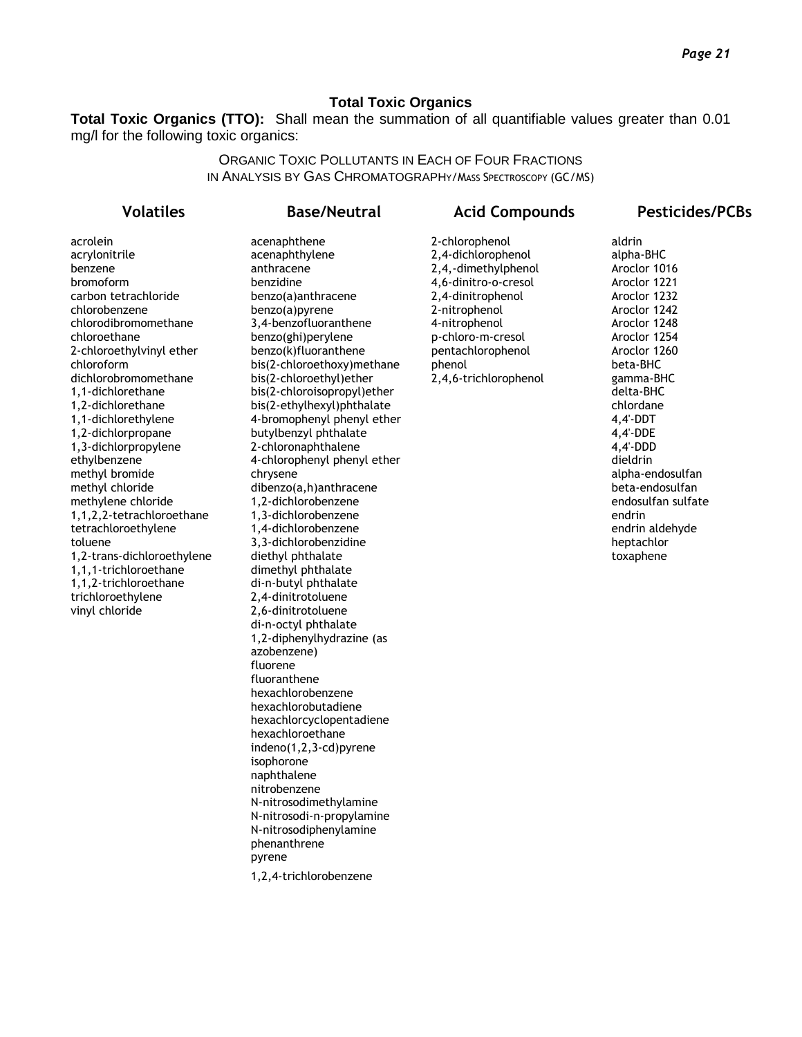## Total Toxic Organics

**Total Toxic Organics (TTO):** Shall mean the summation of all quantifiable values greater than 0.01 mg/l for the following toxic organics:

ORGANIC TOXIC POLLUTANTS IN EACH OF FOUR FRACTIONS IN ANALYSIS BY GAS CHROMATOGRAPHY/MASS SPECTROSCOPY (GC/MS)

### Volatiles

acrolein
acrylonitrile
benzene
bromoform
carbon tetrachloride
chlorobenzene
chlorodibromomethane
chloroethane
2-chloroethylvinyl ether
chloroform
dichlorobromomethane
1,1-dichlorethane
1,2-dichlorethane
1,1-dichlorethylene
1,2-dichlorpropane
1,3-dichlorpropylene
ethylbenzene
methyl bromide
methyl chloride
methylene chloride
1,1,2,2-tetrachloroethane
tetrachloroethylene
toluene
1,2-trans-dichloroethylene
1,1,1-trichloroethane
1,1,2-trichloroethane
trichloroethylene
vinyl chloride

### Base/Neutral

acenaphthene
acenaphthylene
anthracene
benzidine
benzo(a)anthracene
benzo(a)pyrene
3,4-benzofluoranthene
benzo(ghi)perylene
benzo(k)fluoranthene
bis(2-chloroethoxy)methane
bis(2-chloroethyl)ether
bis(2-chloroisopropyl)ether
bis(2-ethylhexyl)phthalate
4-bromophenyl phenyl ether
butylbenzyl phthalate
2-chloronaphthalene
4-chlorophenyl phenyl ether
chrysene
dibenzo(a,h)anthracene
1,2-dichlorobenzene
1,3-dichlorobenzene
1,4-dichlorobenzene
3,3-dichlorobenzidine
diethyl phthalate
dimethyl phthalate
di-n-butyl phthalate
2,4-dinitrotoluene
2,6-dinitrotoluene
di-n-octyl phthalate
1,2-diphenylhydrazine (as azobenzene)
fluorene
fluoranthene
hexachlorobenzene
hexachlorobutadiene
hexachlorcyclopentadiene
hexachloroethane
indeno(1,2,3-cd)pyrene
isophorone
naphthalene
nitrobenzene
N-nitrosodimethylamine
N-nitrosodi-n-propylamine
N-nitrosodiphenylamine
phenanthrene
pyrene
1,2,4-trichlorobenzene

### Acid Compounds

2-chlorophenol
2,4-dichlorophenol
2,4,-dimethylphenol
4,6-dinitro-o-cresol
2,4-dinitrophenol
2-nitrophenol
4-nitrophenol
p-chloro-m-cresol
pentachlorophenol
phenol
2,4,6-trichlorophenol

### Pesticides/PCBs

aldrin
alpha-BHC
Aroclor 1016
Aroclor 1221
Aroclor 1232
Aroclor 1242
Aroclor 1248
Aroclor 1254
Aroclor 1260
beta-BHC
gamma-BHC
delta-BHC
chlordane
4,4'-DDT
4,4'-DDE
4,4'-DDD
dieldrin
alpha-endosulfan
beta-endosulfan
endosulfan sulfate
endrin
endrin aldehyde
heptachlor
toxaphene